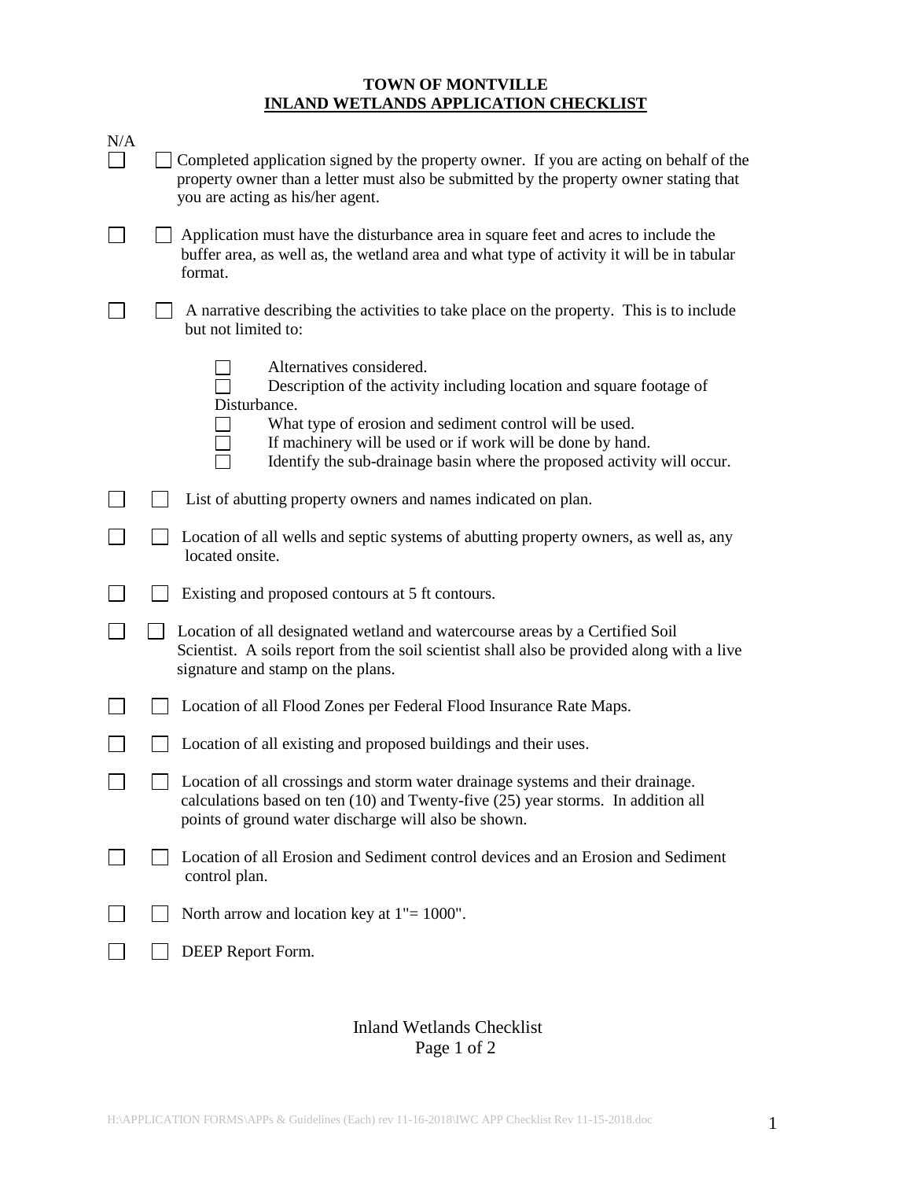# TOWN OF MONTVILLE
## INLAND WETLANDS APPLICATION CHECKLIST

N/A

- ☐ ☐ Completed application signed by the property owner. If you are acting on behalf of the property owner than a letter must also be submitted by the property owner stating that you are acting as his/her agent.

- ☐ ☐ Application must have the disturbance area in square feet and acres to include the buffer area, as well as, the wetland area and what type of activity it will be in tabular format.

- ☐ ☐ A narrative describing the activities to take place on the property. This is to include but not limited to:

  - ☐ Alternatives considered.
  - ☐ Description of the activity including location and square footage of Disturbance.
  - ☐ What type of erosion and sediment control will be used.
  - ☐ If machinery will be used or if work will be done by hand.
  - ☐ Identify the sub-drainage basin where the proposed activity will occur.

- ☐ ☐ List of abutting property owners and names indicated on plan.

- ☐ ☐ Location of all wells and septic systems of abutting property owners, as well as, any located onsite.

- ☐ ☐ Existing and proposed contours at 5 ft contours.

- ☐ ☐ Location of all designated wetland and watercourse areas by a Certified Soil Scientist. A soils report from the soil scientist shall also be provided along with a live signature and stamp on the plans.

- ☐ ☐ Location of all Flood Zones per Federal Flood Insurance Rate Maps.

- ☐ ☐ Location of all existing and proposed buildings and their uses.

- ☐ ☐ Location of all crossings and storm water drainage systems and their drainage. calculations based on ten (10) and Twenty-five (25) year storms. In addition all points of ground water discharge will also be shown.

- ☐ ☐ Location of all Erosion and Sediment control devices and an Erosion and Sediment control plan.

- ☐ ☐ North arrow and location key at 1"= 1000".

- ☐ ☐ DEEP Report Form.

Inland Wetlands Checklist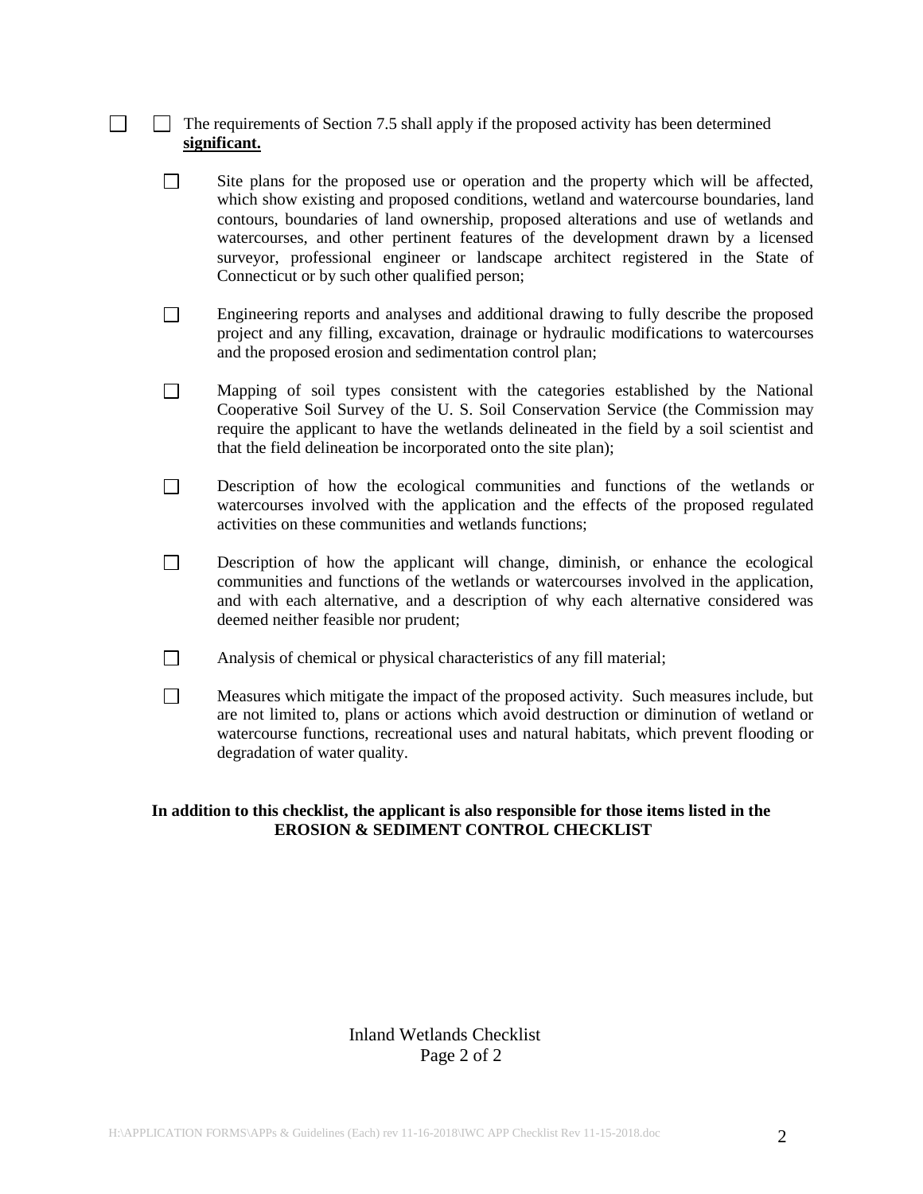☐ ☐ The requirements of Section 7.5 shall apply if the proposed activity has been determined **significant.**

- ☐ Site plans for the proposed use or operation and the property which will be affected, which show existing and proposed conditions, wetland and watercourse boundaries, land contours, boundaries of land ownership, proposed alterations and use of wetlands and watercourses, and other pertinent features of the development drawn by a licensed surveyor, professional engineer or landscape architect registered in the State of Connecticut or by such other qualified person;
- ☐ Engineering reports and analyses and additional drawing to fully describe the proposed project and any filling, excavation, drainage or hydraulic modifications to watercourses and the proposed erosion and sedimentation control plan;
- ☐ Mapping of soil types consistent with the categories established by the National Cooperative Soil Survey of the U. S. Soil Conservation Service (the Commission may require the applicant to have the wetlands delineated in the field by a soil scientist and that the field delineation be incorporated onto the site plan);
- ☐ Description of how the ecological communities and functions of the wetlands or watercourses involved with the application and the effects of the proposed regulated activities on these communities and wetlands functions;
- ☐ Description of how the applicant will change, diminish, or enhance the ecological communities and functions of the wetlands or watercourses involved in the application, and with each alternative, and a description of why each alternative considered was deemed neither feasible nor prudent;
- ☐ Analysis of chemical or physical characteristics of any fill material;
- ☐ Measures which mitigate the impact of the proposed activity. Such measures include, but are not limited to, plans or actions which avoid destruction or diminution of wetland or watercourse functions, recreational uses and natural habitats, which prevent flooding or degradation of water quality.

**In addition to this checklist, the applicant is also responsible for those items listed in the EROSION & SEDIMENT CONTROL CHECKLIST**